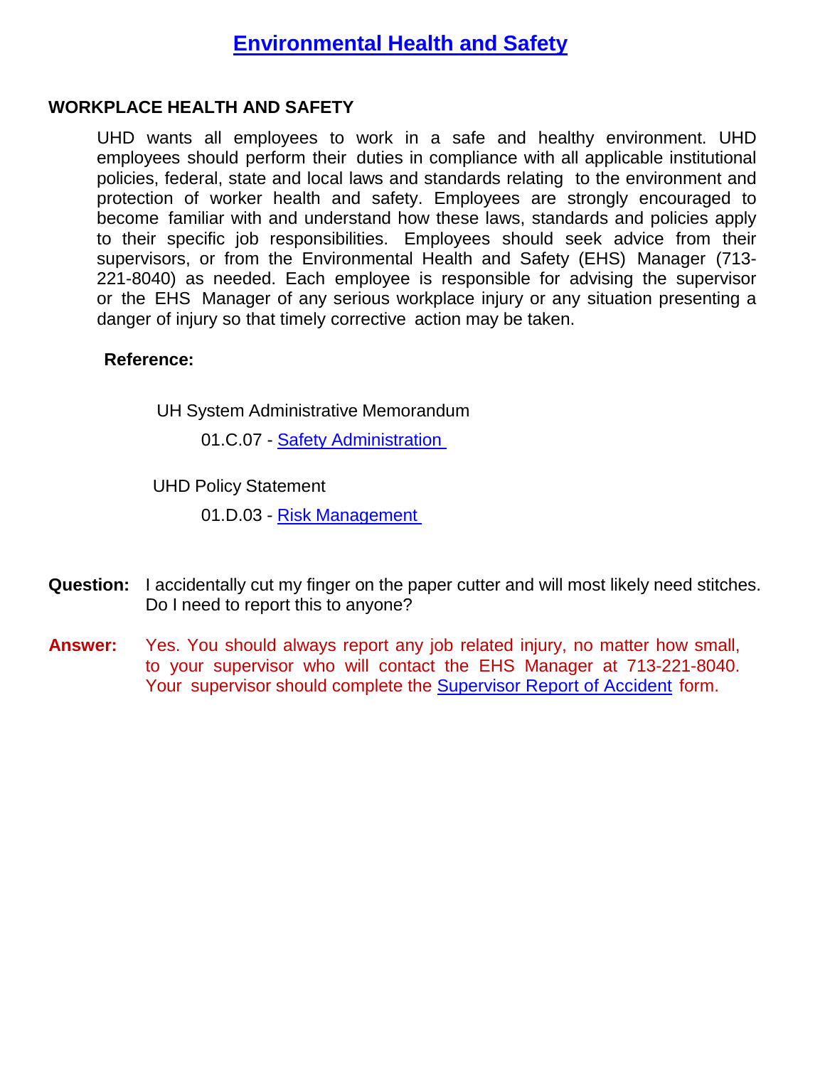# Environmental Health and Safety

## WORKPLACE HEALTH AND SAFETY

UHD wants all employees to work in a safe and healthy environment. UHD employees should perform their duties in compliance with all applicable institutional policies, federal, state and local laws and standards relating to the environment and protection of worker health and safety. Employees are strongly encouraged to become familiar with and understand how these laws, standards and policies apply to their specific job responsibilities. Employees should seek advice from their supervisors, or from the Environmental Health and Safety (EHS) Manager (713-221-8040) as needed. Each employee is responsible for advising the supervisor or the EHS Manager of any serious workplace injury or any situation presenting a danger of injury so that timely corrective action may be taken.

**Reference:**

UH System Administrative Memorandum

01.C.07 - Safety Administration

UHD Policy Statement

01.D.03 - Risk Management

**Question:** I accidentally cut my finger on the paper cutter and will most likely need stitches. Do I need to report this to anyone?

**Answer:** Yes. You should always report any job related injury, no matter how small, to your supervisor who will contact the EHS Manager at 713-221-8040. Your supervisor should complete the Supervisor Report of Accident form.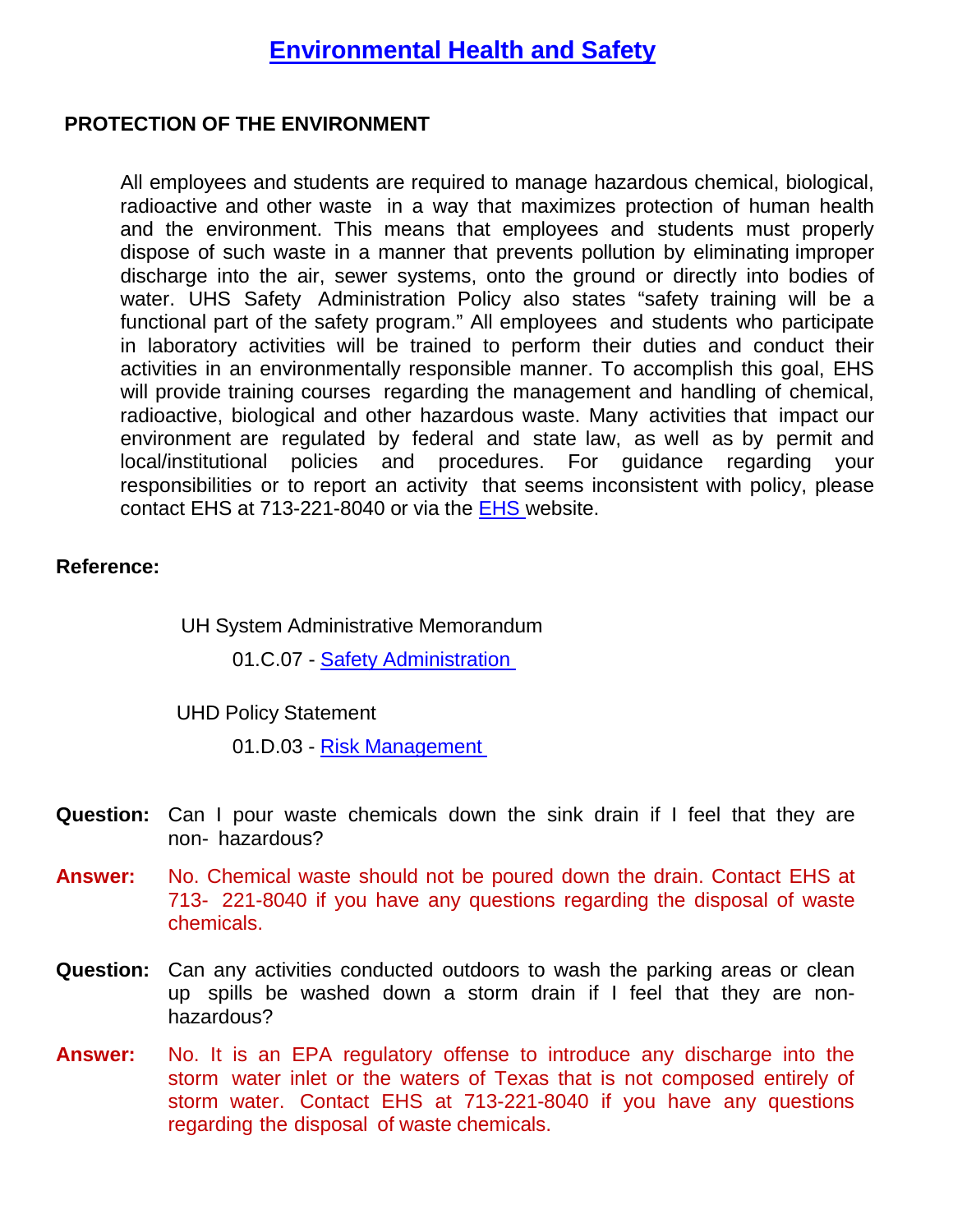# Environmental Health and Safety

## PROTECTION OF THE ENVIRONMENT

All employees and students are required to manage hazardous chemical, biological, radioactive and other waste in a way that maximizes protection of human health and the environment. This means that employees and students must properly dispose of such waste in a manner that prevents pollution by eliminating improper discharge into the air, sewer systems, onto the ground or directly into bodies of water. UHS Safety Administration Policy also states "safety training will be a functional part of the safety program." All employees and students who participate in laboratory activities will be trained to perform their duties and conduct their activities in an environmentally responsible manner. To accomplish this goal, EHS will provide training courses regarding the management and handling of chemical, radioactive, biological and other hazardous waste. Many activities that impact our environment are regulated by federal and state law, as well as by permit and local/institutional policies and procedures. For guidance regarding your responsibilities or to report an activity that seems inconsistent with policy, please contact EHS at 713-221-8040 or via the EHS website.

**Reference:**

UH System Administrative Memorandum

01.C.07 - Safety Administration

UHD Policy Statement

01.D.03 - Risk Management

**Question:** Can I pour waste chemicals down the sink drain if I feel that they are non- hazardous?

**Answer:** No. Chemical waste should not be poured down the drain. Contact EHS at 713- 221-8040 if you have any questions regarding the disposal of waste chemicals.

**Question:** Can any activities conducted outdoors to wash the parking areas or clean up spills be washed down a storm drain if I feel that they are non-hazardous?

**Answer:** No. It is an EPA regulatory offense to introduce any discharge into the storm water inlet or the waters of Texas that is not composed entirely of storm water. Contact EHS at 713-221-8040 if you have any questions regarding the disposal of waste chemicals.